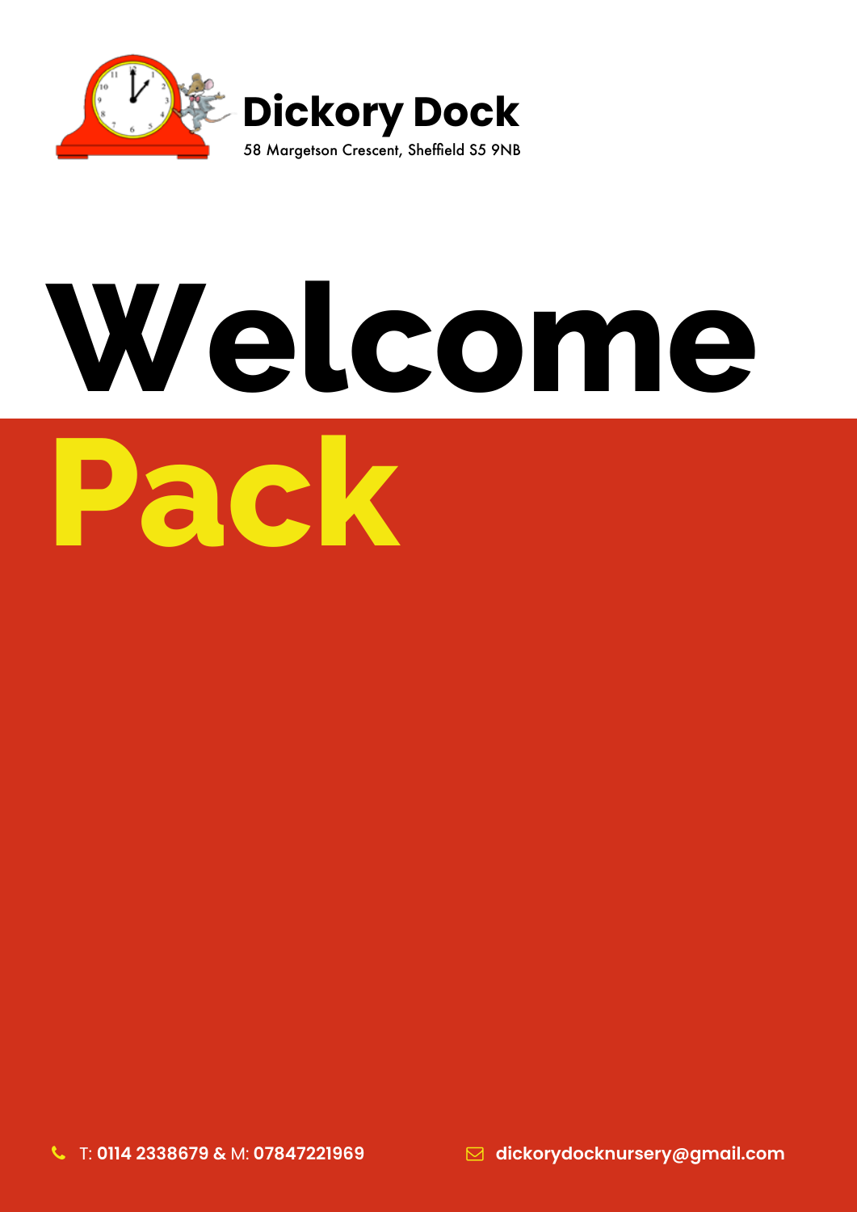**Dickory Dock**

58 Margetson Crescent, Sheffield S5 9NB

# Welcome Pack

T: **0114 2338679 &** M: **07847221969**

**dickorydocknursery@gmail.com**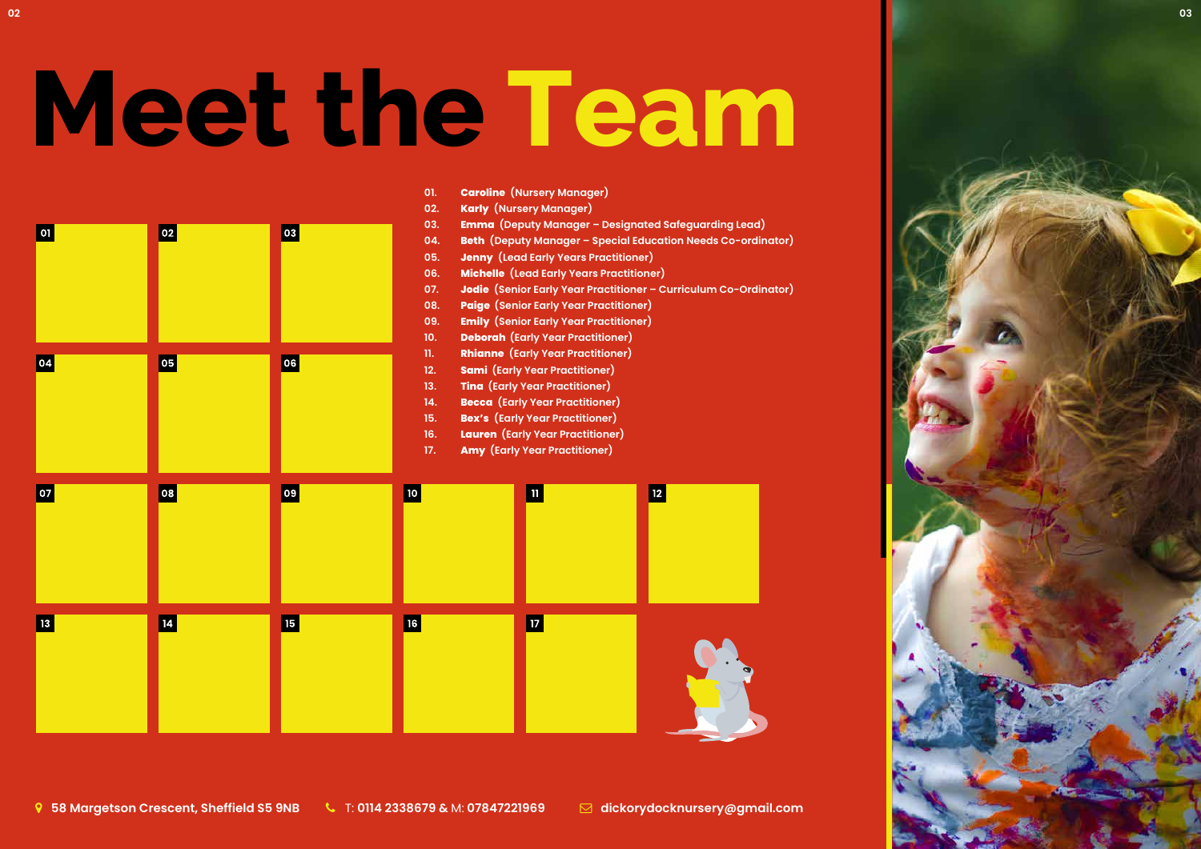# Meet the Team

01. **Caroline** (Nursery Manager)
02. **Karly** (Nursery Manager)
03. **Emma** (Deputy Manager – Designated Safeguarding Lead)
04. **Beth** (Deputy Manager – Special Education Needs Co-ordinator)
05. **Jenny** (Lead Early Years Practitioner)
06. **Michelle** (Lead Early Years Practitioner)
07. **Jodie** (Senior Early Year Practitioner – Curriculum Co-Ordinator)
08. **Paige** (Senior Early Year Practitioner)
09. **Emily** (Senior Early Year Practitioner)
10. **Deborah** (Early Year Practitioner)
11. **Rhianne** (Early Year Practitioner)
12. **Sami** (Early Year Practitioner)
13. **Tina** (Early Year Practitioner)
14. **Becca** (Early Year Practitioner)
15. **Bex's** (Early Year Practitioner)
16. **Lauren** (Early Year Practitioner)
17. **Amy** (Early Year Practitioner)

01 02 03 04 05 06 07 08 09 10 11 12 13 14 15 16 17

58 Margetson Crescent, Sheffield S5 9NB   T: 0114 2338679 & M: 07847221969   dickorydocknursery@gmail.com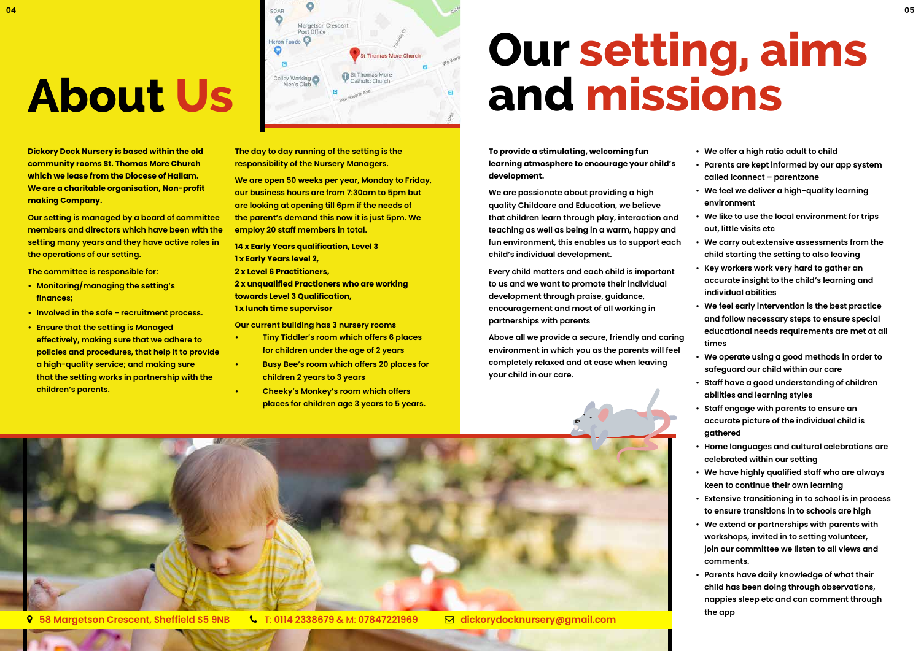# About Us

**Dickory Dock Nursery is based within the old community rooms St. Thomas More Church which we lease from the Diocese of Hallam. We are a charitable organisation, Non-profit making Company.**

Our setting is managed by a board of committee members and directors which have been with the setting many years and they have active roles in the operations of our setting.

The committee is responsible for:

- Monitoring/managing the setting's finances;
- Involved in the safe - recruitment process.
- Ensure that the setting is Managed effectively, making sure that we adhere to policies and procedures, that help it to provide a high-quality service; and making sure that the setting works in partnership with the children's parents.

The day to day running of the setting is the responsibility of the Nursery Managers.

We are open 50 weeks per year, Monday to Friday, our business hours are from 7:30am to 5pm but are looking at opening till 6pm if the needs of the parent's demand this now it is just 5pm. We employ 20 staff members in total.

**14 x Early Years qualification, Level 3**
**1 x Early Years level 2,**
**2 x Level 6 Practitioners,**
**2 x unqualified Practioners who are working towards Level 3 Qualification,**
**1 x lunch time supervisor**

Our current building has 3 nursery rooms

- Tiny Tiddler's room which offers 6 places for children under the age of 2 years
- Busy Bee's room which offers 20 places for children 2 years to 3 years
- Cheeky's Monkey's room which offers places for children age 3 years to 5 years.

58 Margetson Crescent, Sheffield S5 9NB T: 0114 2338679 & M: 07847221969 dickorydocknursery@gmail.com

# Our setting, aims and missions

**To provide a stimulating, welcoming fun learning atmosphere to encourage your child's development.**

We are passionate about providing a high quality Childcare and Education, we believe that children learn through play, interaction and teaching as well as being in a warm, happy and fun environment, this enables us to support each child's individual development.

Every child matters and each child is important to us and we want to promote their individual development through praise, guidance, encouragement and most of all working in partnerships with parents

Above all we provide a secure, friendly and caring environment in which you as the parents will feel completely relaxed and at ease when leaving your child in our care.

- We offer a high ratio adult to child
- Parents are kept informed by our app system called iconnect – parentzone
- We feel we deliver a high-quality learning environment
- We like to use the local environment for trips out, little visits etc
- We carry out extensive assessments from the child starting the setting to also leaving
- Key workers work very hard to gather an accurate insight to the child's learning and individual abilities
- We feel early intervention is the best practice and follow necessary steps to ensure special educational needs requirements are met at all times
- We operate using a good methods in order to safeguard our child within our care
- Staff have a good understanding of children abilities and learning styles
- Staff engage with parents to ensure an accurate picture of the individual child is gathered
- Home languages and cultural celebrations are celebrated within our setting
- We have highly qualified staff who are always keen to continue their own learning
- Extensive transitioning in to school is in process to ensure transitions in to schools are high
- We extend or partnerships with parents with workshops, invited in to setting volunteer, join our committee we listen to all views and comments.
- Parents have daily knowledge of what their child has been doing through observations, nappies sleep etc and can comment through the app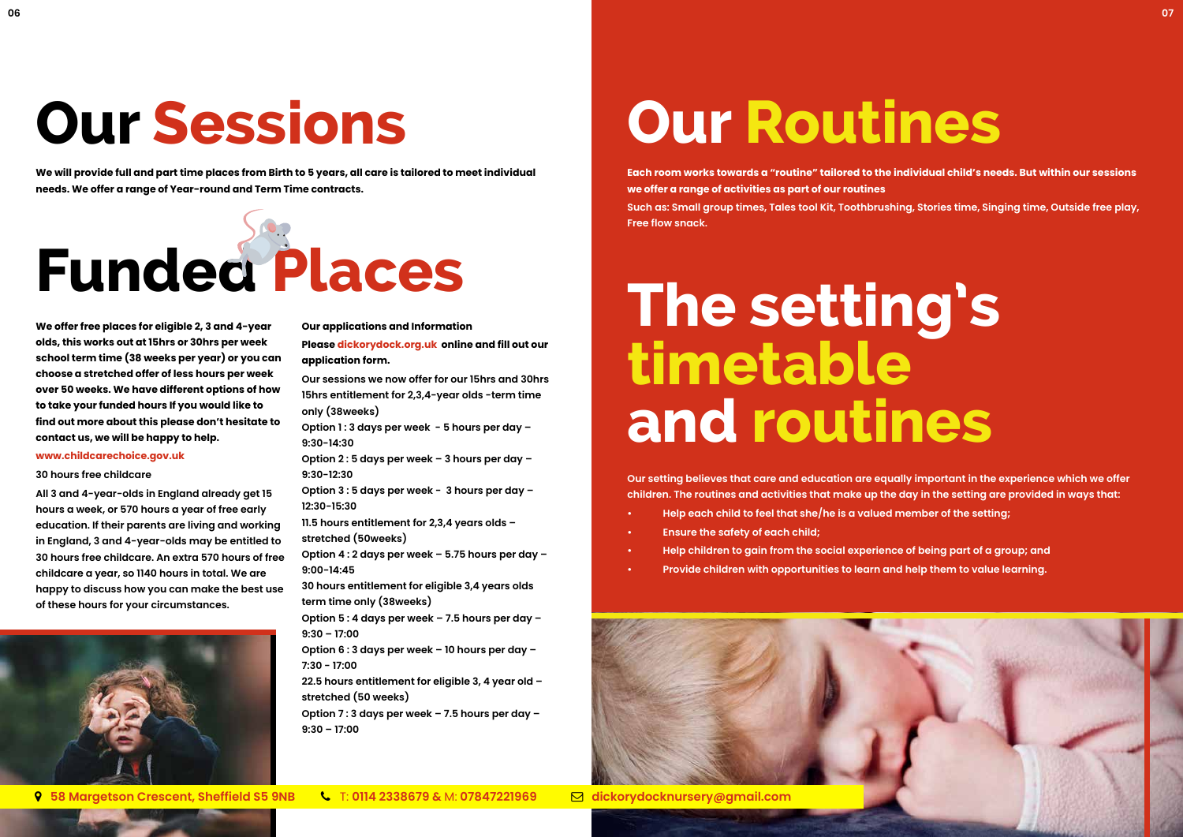# Our Sessions

**We will provide full and part time places from Birth to 5 years, all care is tailored to meet individual needs. We offer a range of Year-round and Term Time contracts.**

# Funded Places

**We offer free places for eligible 2, 3 and 4-year olds, this works out at 15hrs or 30hrs per week school term time (38 weeks per year) or you can choose a stretched offer of less hours per week over 50 weeks. We have different options of how to take your funded hours If you would like to find out more about this please don't hesitate to contact us, we will be happy to help.**

**www.childcarechoice.gov.uk**

30 hours free childcare

All 3 and 4-year-olds in England already get 15 hours a week, or 570 hours a year of free early education. If their parents are living and working in England, 3 and 4-year-olds may be entitled to 30 hours free childcare. An extra 570 hours of free childcare a year, so 1140 hours in total. We are happy to discuss how you can make the best use of these hours for your circumstances.

**Our applications and Information**

**Please dickorydock.org.uk online and fill out our application form.**

Our sessions we now offer for our 15hrs and 30hrs

15hrs entitlement for 2,3,4-year olds -term time only (38weeks)

Option 1 : 3 days per week - 5 hours per day – 9:30-14:30

Option 2 : 5 days per week – 3 hours per day – 9:30-12:30

Option 3 : 5 days per week - 3 hours per day – 12:30-15:30

11.5 hours entitlement for 2,3,4 years olds – stretched (50weeks)

Option 4 : 2 days per week – 5.75 hours per day – 9:00-14:45

30 hours entitlement for eligible 3,4 years olds term time only (38weeks)

Option 5 : 4 days per week – 7.5 hours per day – 9:30 – 17:00

Option 6 : 3 days per week – 10 hours per day – 7:30 - 17:00

22.5 hours entitlement for eligible 3, 4 year old – stretched (50 weeks)

Option 7 : 3 days per week – 7.5 hours per day – 9:30 – 17:00

58 Margetson Crescent, Sheffield S5 9NB   T: 0114 2338679 & M: 07847221969   dickorydocknursery@gmail.com

# Our Routines

**Each room works towards a "routine" tailored to the individual child's needs. But within our sessions we offer a range of activities as part of our routines**

**Such as: Small group times, Tales tool Kit, Toothbrushing, Stories time, Singing time, Outside free play, Free flow snack.**

# The setting's timetable and routines

**Our setting believes that care and education are equally important in the experience which we offer children. The routines and activities that make up the day in the setting are provided in ways that:**

- **Help each child to feel that she/he is a valued member of the setting;**
- **Ensure the safety of each child;**
- **Help children to gain from the social experience of being part of a group; and**
- **Provide children with opportunities to learn and help them to value learning.**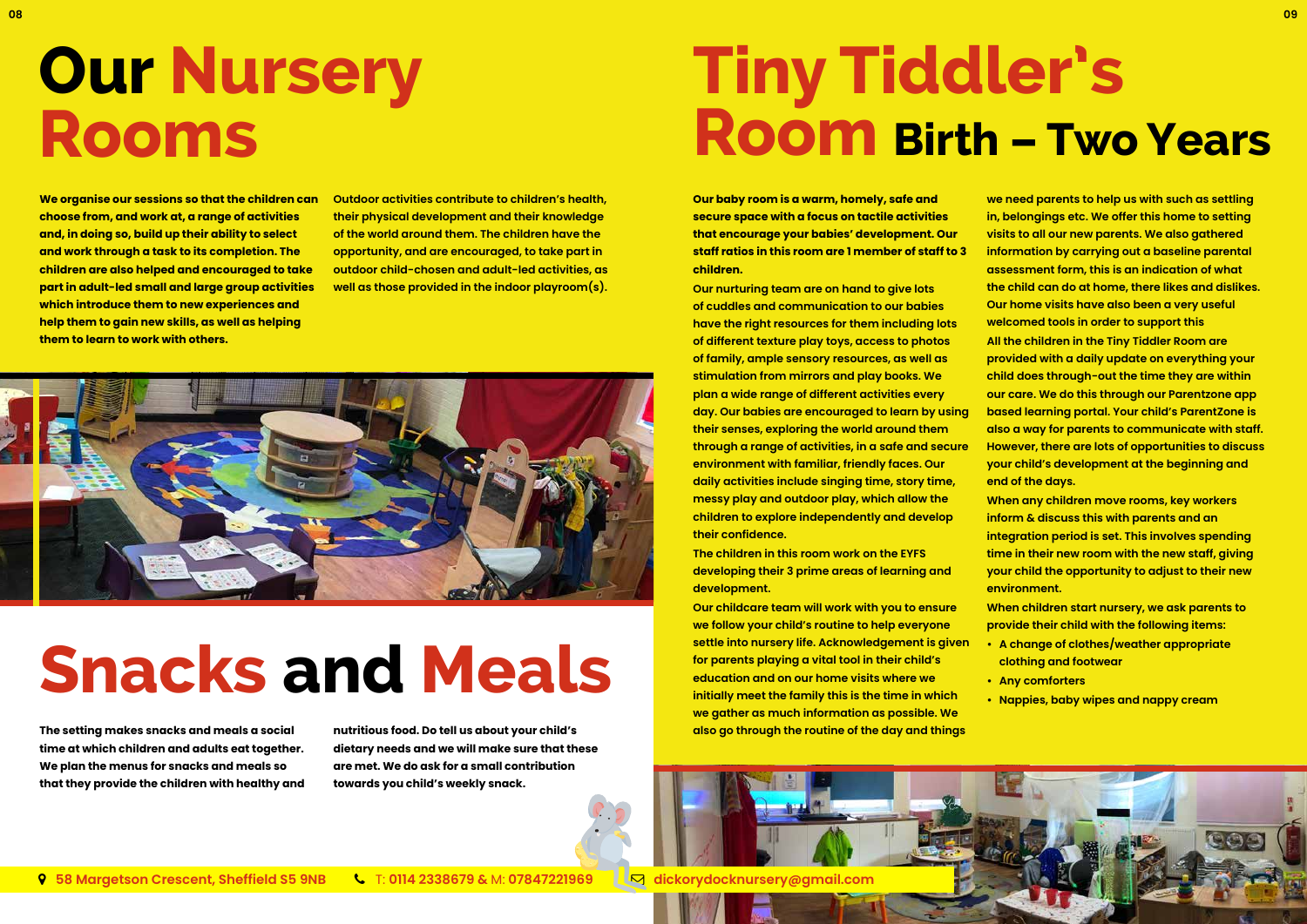# Our Nursery Rooms

**We organise our sessions so that the children can choose from, and work at, a range of activities and, in doing so, build up their ability to select and work through a task to its completion. The children are also helped and encouraged to take part in adult-led small and large group activities which introduce them to new experiences and help them to gain new skills, as well as helping them to learn to work with others.**

Outdoor activities contribute to children's health, their physical development and their knowledge of the world around them. The children have the opportunity, and are encouraged, to take part in outdoor child-chosen and adult-led activities, as well as those provided in the indoor playroom(s).

# Snacks and Meals

The setting makes snacks and meals a social time at which children and adults eat together. We plan the menus for snacks and meals so that they provide the children with healthy and nutritious food. Do tell us about your child's dietary needs and we will make sure that these are met. We do ask for a small contribution towards you child's weekly snack.

# Tiny Tiddler's Room Birth – Two Years

**Our baby room is a warm, homely, safe and secure space with a focus on tactile activities that encourage your babies' development. Our staff ratios in this room are 1 member of staff to 3 children.**

Our nurturing team are on hand to give lots of cuddles and communication to our babies have the right resources for them including lots of different texture play toys, access to photos of family, ample sensory resources, as well as stimulation from mirrors and play books. We plan a wide range of different activities every day. Our babies are encouraged to learn by using their senses, exploring the world around them through a range of activities, in a safe and secure environment with familiar, friendly faces. Our daily activities include singing time, story time, messy play and outdoor play, which allow the children to explore independently and develop their confidence.

The children in this room work on the EYFS developing their 3 prime areas of learning and development.

Our childcare team will work with you to ensure we follow your child's routine to help everyone settle into nursery life. Acknowledgement is given for parents playing a vital tool in their child's education and on our home visits where we initially meet the family this is the time in which we gather as much information as possible. We also go through the routine of the day and things we need parents to help us with such as settling in, belongings etc. We offer this home to setting visits to all our new parents. We also gathered information by carrying out a baseline parental assessment form, this is an indication of what the child can do at home, there likes and dislikes. Our home visits have also been a very useful welcomed tools in order to support this

All the children in the Tiny Tiddler Room are provided with a daily update on everything your child does through-out the time they are within our care. We do this through our Parentzone app based learning portal. Your child's ParentZone is also a way for parents to communicate with staff. However, there are lots of opportunities to discuss your child's development at the beginning and end of the days.

When any children move rooms, key workers inform & discuss this with parents and an integration period is set. This involves spending time in their new room with the new staff, giving your child the opportunity to adjust to their new environment.

When children start nursery, we ask parents to provide their child with the following items:

- A change of clothes/weather appropriate clothing and footwear
- Any comforters
- Nappies, baby wipes and nappy cream

58 Margetson Crescent, Sheffield S5 9NB | T: 0114 2338679 & M: 07847221969 | dickorydocknursery@gmail.com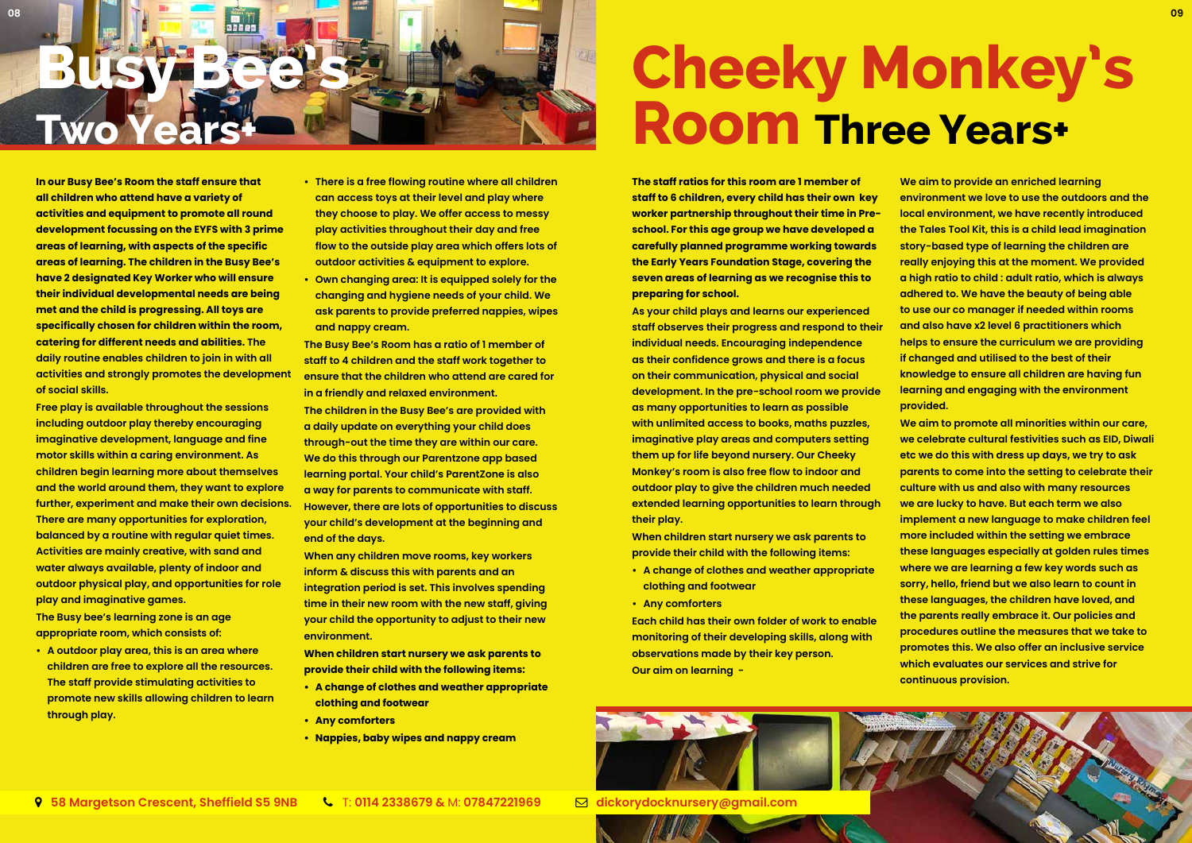# Busy Bee's Two Years+

**In our Busy Bee's Room the staff ensure that all children who attend have a variety of activities and equipment to promote all round development focussing on the EYFS with 3 prime areas of learning, with aspects of the specific areas of learning. The children in the Busy Bee's have 2 designated Key Worker who will ensure their individual developmental needs are being met and the child is progressing. All toys are specifically chosen for children within the room, catering for different needs and abilities.** The daily routine enables children to join in with all activities and strongly promotes the development of social skills.

Free play is available throughout the sessions including outdoor play thereby encouraging imaginative development, language and fine motor skills within a caring environment. As children begin learning more about themselves and the world around them, they want to explore further, experiment and make their own decisions. There are many opportunities for exploration, balanced by a routine with regular quiet times. Activities are mainly creative, with sand and water always available, plenty of indoor and outdoor physical play, and opportunities for role play and imaginative games.

The Busy bee's learning zone is an age appropriate room, which consists of:

- A outdoor play area, this is an area where children are free to explore all the resources. The staff provide stimulating activities to promote new skills allowing children to learn through play.
- There is a free flowing routine where all children can access toys at their level and play where they choose to play. We offer access to messy play activities throughout their day and free flow to the outside play area which offers lots of outdoor activities & equipment to explore.
- Own changing area: It is equipped solely for the changing and hygiene needs of your child. We ask parents to provide preferred nappies, wipes and nappy cream.

The Busy Bee's Room has a ratio of 1 member of staff to 4 children and the staff work together to ensure that the children who attend are cared for in a friendly and relaxed environment.

The children in the Busy Bee's are provided with a daily update on everything your child does through-out the time they are within our care. We do this through our Parentzone app based learning portal. Your child's ParentZone is also a way for parents to communicate with staff. However, there are lots of opportunities to discuss your child's development at the beginning and end of the days.

When any children move rooms, key workers inform & discuss this with parents and an integration period is set. This involves spending time in their new room with the new staff, giving your child the opportunity to adjust to their new environment.

**When children start nursery we ask parents to provide their child with the following items:**

- **A change of clothes and weather appropriate clothing and footwear**
- **Any comforters**
- **Nappies, baby wipes and nappy cream**

# Cheeky Monkey's Room Three Years+

**The staff ratios for this room are 1 member of staff to 6 children, every child has their own key worker partnership throughout their time in Pre-school. For this age group we have developed a carefully planned programme working towards the Early Years Foundation Stage, covering the seven areas of learning as we recognise this to preparing for school.**

As your child plays and learns our experienced staff observes their progress and respond to their individual needs. Encouraging independence as their confidence grows and there is a focus on their communication, physical and social development. In the pre-school room we provide as many opportunities to learn as possible with unlimited access to books, maths puzzles, imaginative play areas and computers setting them up for life beyond nursery. Our Cheeky Monkey's room is also free flow to indoor and outdoor play to give the children much needed extended learning opportunities to learn through their play.

When children start nursery we ask parents to provide their child with the following items:

- A change of clothes and weather appropriate clothing and footwear
- Any comforters

Each child has their own folder of work to enable monitoring of their developing skills, along with observations made by their key person.

Our aim on learning -

We aim to provide an enriched learning environment we love to use the outdoors and the local environment, we have recently introduced the Tales Tool Kit, this is a child lead imagination story-based type of learning the children are really enjoying this at the moment. We provided a high ratio to child : adult ratio, which is always adhered to. We have the beauty of being able to use our co manager if needed within rooms and also have x2 level 6 practitioners which helps to ensure the curriculum we are providing if changed and utilised to the best of their knowledge to ensure all children are having fun learning and engaging with the environment provided.

We aim to promote all minorities within our care, we celebrate cultural festivities such as EID, Diwali etc we do this with dress up days, we try to ask parents to come into the setting to celebrate their culture with us and also with many resources we are lucky to have. But each term we also implement a new language to make children feel more included within the setting we embrace these languages especially at golden rules times where we are learning a few key words such as sorry, hello, friend but we also learn to count in these languages, the children have loved, and the parents really embrace it. Our policies and procedures outline the measures that we take to promotes this. We also offer an inclusive service which evaluates our services and strive for continuous provision.

58 Margetson Crescent, Sheffield S5 9NB T: 0114 2338679 & M: 07847221969 dickorydocknursery@gmail.com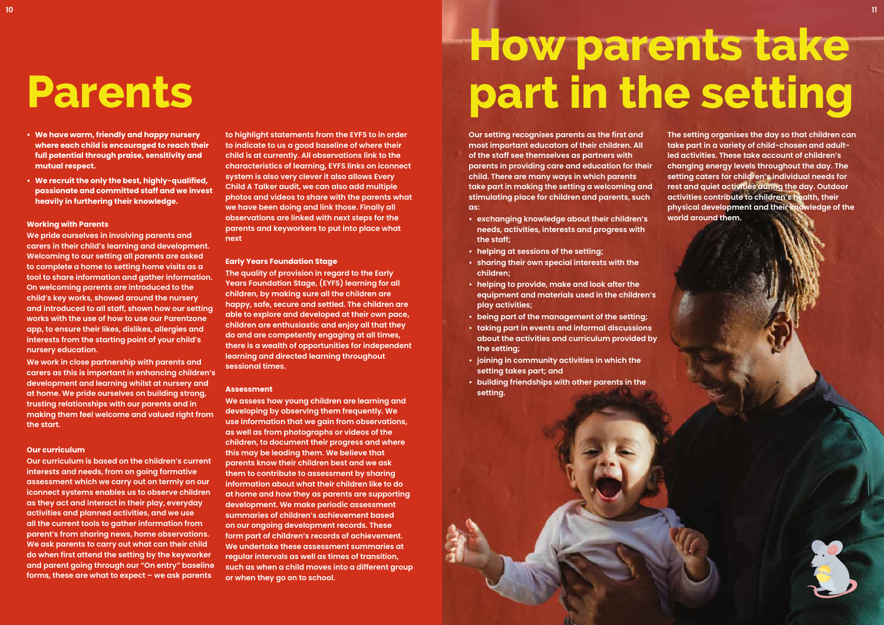# Parents

- **We have warm, friendly and happy nursery where each child is encouraged to reach their full potential through praise, sensitivity and mutual respect.**
- **We recruit the only the best, highly-qualified, passionate and committed staff and we invest heavily in furthering their knowledge.**

### Working with Parents

We pride ourselves in involving parents and carers in their child's learning and development. Welcoming to our setting all parents are asked to complete a home to setting home visits as a tool to share information and gather information. On welcoming parents are introduced to the child's key works, showed around the nursery and introduced to all staff, shown how our setting works with the use of how to use our Parentzone app, to ensure their likes, dislikes, allergies and interests from the starting point of your child's nursery education.

We work in close partnership with parents and carers as this is important in enhancing children's development and learning whilst at nursery and at home. We pride ourselves on building strong, trusting relationships with our parents and in making them feel welcome and valued right from the start.

### Our curriculum

Our curriculum is based on the children's current interests and needs, from on going formative assessment which we carry out on termly on our iconnect systems enables us to observe children as they act and interact in their play, everyday activities and planned activities, and we use all the current tools to gather information from parent's from sharing news, home observations. We ask parents to carry out what can their child do when first attend the setting by the keyworker and parent going through our "On entry" baseline forms, these are what to expect – we ask parents to highlight statements from the EYFS to in order to indicate to us a good baseline of where their child is at currently. All observations link to the characteristics of learning, EYFS links on iconnect system is also very clever it also allows Every Child A Talker audit, we can also add multiple photos and videos to share with the parents what we have been doing and link those. Finally all observations are linked with next steps for the parents and keyworkers to put into place what next

### Early Years Foundation Stage

The quality of provision in regard to the Early Years Foundation Stage, (EYFS) learning for all children, by making sure all the children are happy, safe, secure and settled. The children are able to explore and developed at their own pace, children are enthusiastic and enjoy all that they do and are competently engaging at all times, there is a wealth of opportunities for independent learning and directed learning throughout sessional times.

### Assessment

We assess how young children are learning and developing by observing them frequently. We use information that we gain from observations, as well as from photographs or videos of the children, to document their progress and where this may be leading them. We believe that parents know their children best and we ask them to contribute to assessment by sharing information about what their children like to do at home and how they as parents are supporting development. We make periodic assessment summaries of children's achievement based on our ongoing development records. These form part of children's records of achievement. We undertake these assessment summaries at regular intervals as well as times of transition, such as when a child moves into a different group or when they go on to school.

# How parents take part in the setting

Our setting recognises parents as the first and most important educators of their children. All of the staff see themselves as partners with parents in providing care and education for their child. There are many ways in which parents take part in making the setting a welcoming and stimulating place for children and parents, such as:

- exchanging knowledge about their children's needs, activities, interests and progress with the staff;
- helping at sessions of the setting;
- sharing their own special interests with the children;
- helping to provide, make and look after the equipment and materials used in the children's play activities;
- being part of the management of the setting;
- taking part in events and informal discussions about the activities and curriculum provided by the setting;
- joining in community activities in which the setting takes part; and
- building friendships with other parents in the setting.

The setting organises the day so that children can take part in a variety of child-chosen and adult-led activities. These take account of children's changing energy levels throughout the day. The setting caters for children's individual needs for rest and quiet activities during the day. Outdoor activities contribute to children's health, their physical development and their knowledge of the world around them.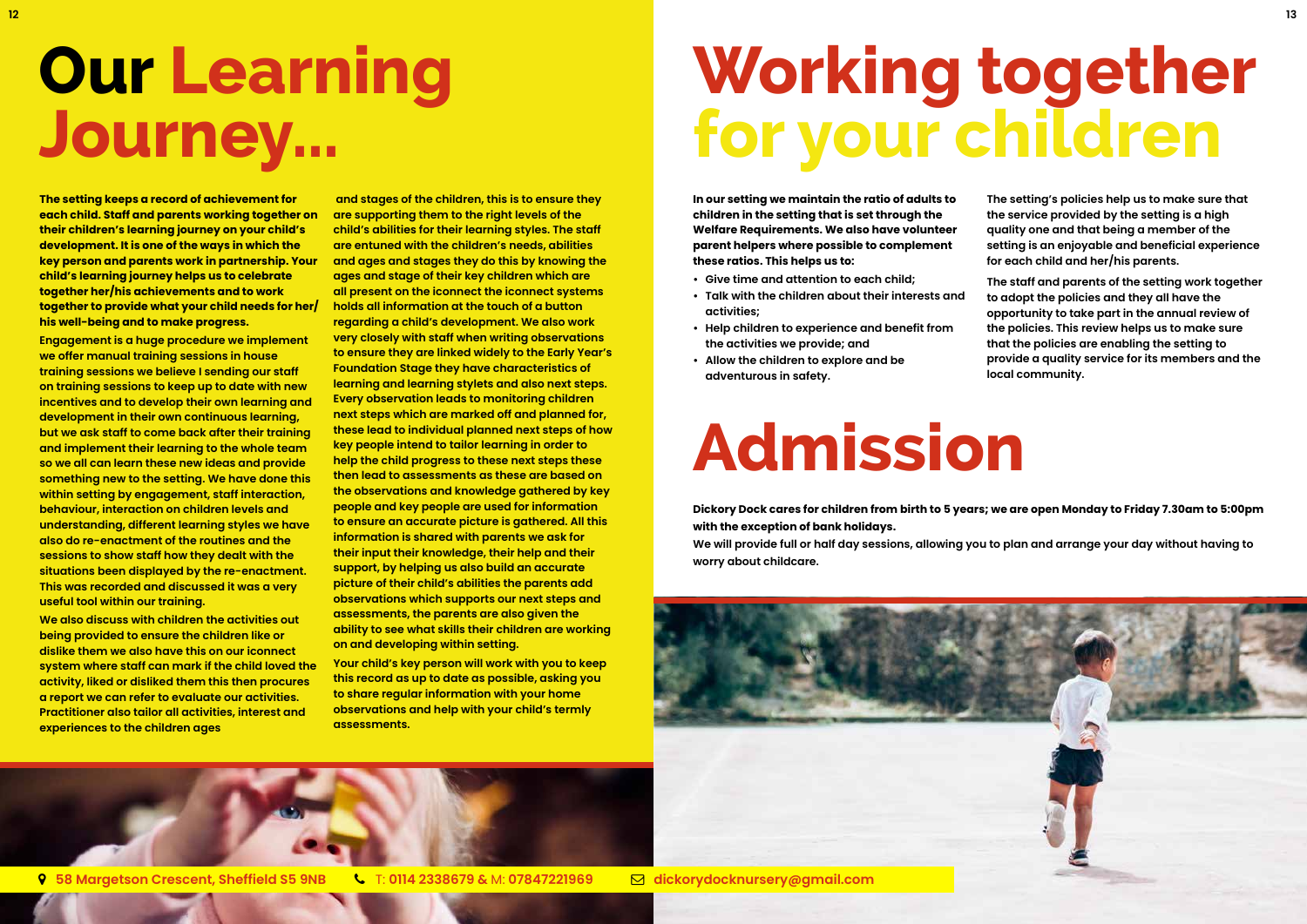# Our Learning Journey...

**The setting keeps a record of achievement for each child. Staff and parents working together on their children's learning journey on your child's development. It is one of the ways in which the key person and parents work in partnership. Your child's learning journey helps us to celebrate together her/his achievements and to work together to provide what your child needs for her/his well-being and to make progress.**

Engagement is a huge procedure we implement we offer manual training sessions in house training sessions we believe I sending our staff on training sessions to keep up to date with new incentives and to develop their own learning and development in their own continuous learning, but we ask staff to come back after their training and implement their learning to the whole team so we all can learn these new ideas and provide something new to the setting. We have done this within setting by engagement, staff interaction, behaviour, interaction on children levels and understanding, different learning styles we have also do re-enactment of the routines and the sessions to show staff how they dealt with the situations been displayed by the re-enactment. This was recorded and discussed it was a very useful tool within our training.

We also discuss with children the activities out being provided to ensure the children like or dislike them we also have this on our iconnect system where staff can mark if the child loved the activity, liked or disliked them this then procures a report we can refer to evaluate our activities. Practitioner also tailor all activities, interest and experiences to the children ages and stages of the children, this is to ensure they are supporting them to the right levels of the child's abilities for their learning styles. The staff are entuned with the children's needs, abilities and ages and stages they do this by knowing the ages and stage of their key children which are all present on the iconnect the iconnect systems holds all information at the touch of a button regarding a child's development. We also work very closely with staff when writing observations to ensure they are linked widely to the Early Year's Foundation Stage they have characteristics of learning and learning stylets and also next steps. Every observation leads to monitoring children next steps which are marked off and planned for, these lead to individual planned next steps of how key people intend to tailor learning in order to help the child progress to these next steps these then lead to assessments as these are based on the observations and knowledge gathered by key people and key people are used for information to ensure an accurate picture is gathered. All this information is shared with parents we ask for their input their knowledge, their help and their support, by helping us also build an accurate picture of their child's abilities the parents add observations which supports our next steps and assessments, the parents are also given the ability to see what skills their children are working on and developing within setting.

Your child's key person will work with you to keep this record as up to date as possible, asking you to share regular information with your home observations and help with your child's termly assessments.

# Working together for your children

**In our setting we maintain the ratio of adults to children in the setting that is set through the Welfare Requirements. We also have volunteer parent helpers where possible to complement these ratios. This helps us to:**

- Give time and attention to each child;
- Talk with the children about their interests and activities;
- Help children to experience and benefit from the activities we provide; and
- Allow the children to explore and be adventurous in safety.

The setting's policies help us to make sure that the service provided by the setting is a high quality one and that being a member of the setting is an enjoyable and beneficial experience for each child and her/his parents.

The staff and parents of the setting work together to adopt the policies and they all have the opportunity to take part in the annual review of the policies. This review helps us to make sure that the policies are enabling the setting to provide a quality service for its members and the local community.

# Admission

**Dickory Dock cares for children from birth to 5 years; we are open Monday to Friday 7.30am to 5:00pm with the exception of bank holidays.**

We will provide full or half day sessions, allowing you to plan and arrange your day without having to worry about childcare.

58 Margetson Crescent, Sheffield S5 9NB T: 0114 2338679 & M: 07847221969 dickorydocknursery@gmail.com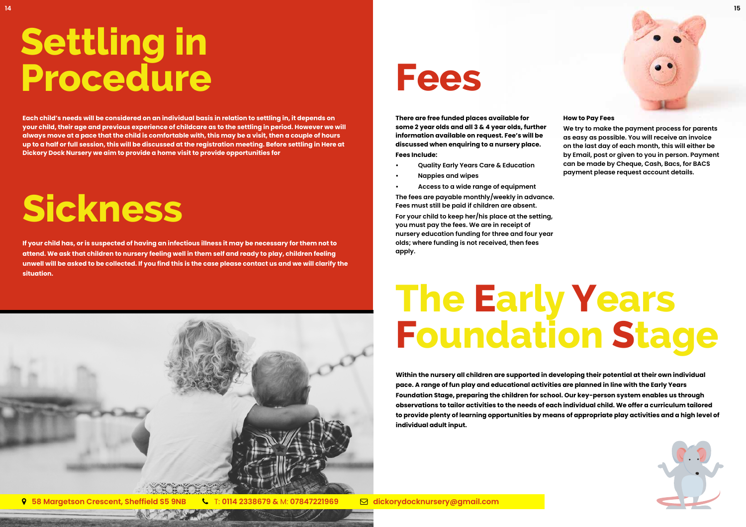# Settling in Procedure

**Each child's needs will be considered on an individual basis in relation to settling in, it depends on your child, their age and previous experience of childcare as to the settling in period. However we will always move at a pace that the child is comfortable with, this may be a visit, then a couple of hours up to a half or full session, this will be discussed at the registration meeting. Before settling in Here at Dickory Dock Nursery we aim to provide a home visit to provide opportunities for**

# Sickness

**If your child has, or is suspected of having an infectious illness it may be necessary for them not to attend. We ask that children to nursery feeling well in them self and ready to play, children feeling unwell will be asked to be collected. If you find this is the case please contact us and we will clarify the situation.**

# Fees

**There are free funded places available for some 2 year olds and all 3 & 4 year olds, further information available on request. Fee's will be discussed when enquiring to a nursery place.**

**Fees Include:**

- Quality Early Years Care & Education
- Nappies and wipes
- Access to a wide range of equipment

The fees are payable monthly/weekly in advance. Fees must still be paid if children are absent.

For your child to keep her/his place at the setting, you must pay the fees. We are in receipt of nursery education funding for three and four year olds; where funding is not received, then fees apply.

**How to Pay Fees**

We try to make the payment process for parents as easy as possible. You will receive an invoice on the last day of each month, this will either be by Email, post or given to you in person. Payment can be made by Cheque, Cash, Bacs, for BACS payment please request account details.

# The Early Years Foundation Stage

**Within the nursery all children are supported in developing their potential at their own individual pace. A range of fun play and educational activities are planned in line with the Early Years Foundation Stage, preparing the children for school. Our key-person system enables us through observations to tailor activities to the needs of each individual child. We offer a curriculum tailored to provide plenty of learning opportunities by means of appropriate play activities and a high level of individual adult input.**

58 Margetson Crescent, Sheffield S5 9NB T: 0114 2338679 & M: 07847221969 dickorydocknursery@gmail.com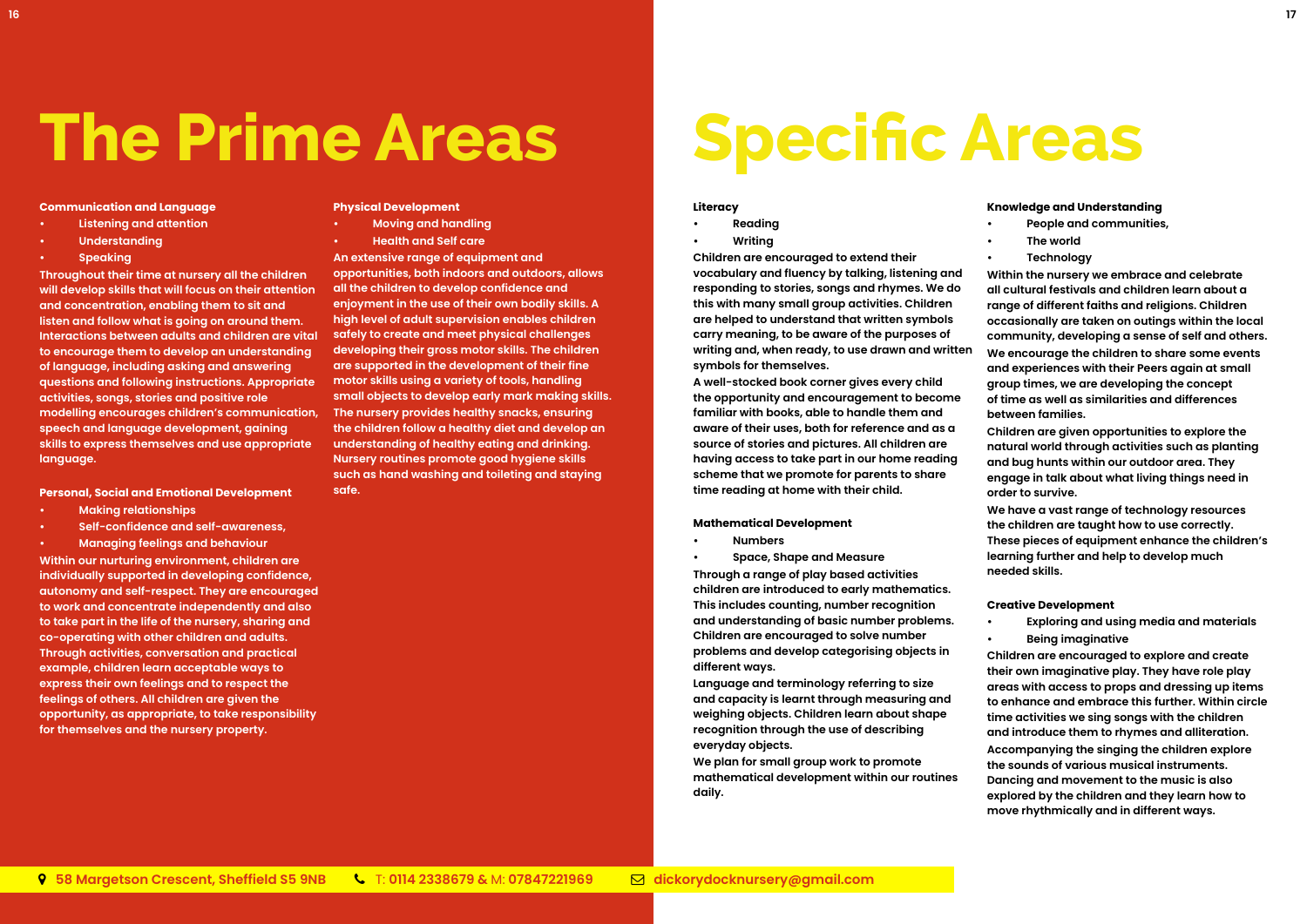# The Prime Areas

**Communication and Language**

- Listening and attention
- Understanding
- Speaking

Throughout their time at nursery all the children will develop skills that will focus on their attention and concentration, enabling them to sit and listen and follow what is going on around them. Interactions between adults and children are vital to encourage them to develop an understanding of language, including asking and answering questions and following instructions. Appropriate activities, songs, stories and positive role modelling encourages children's communication, speech and language development, gaining skills to express themselves and use appropriate language.

**Personal, Social and Emotional Development**

- Making relationships
- Self-confidence and self-awareness,
- Managing feelings and behaviour

Within our nurturing environment, children are individually supported in developing confidence, autonomy and self-respect. They are encouraged to work and concentrate independently and also to take part in the life of the nursery, sharing and co-operating with other children and adults. Through activities, conversation and practical example, children learn acceptable ways to express their own feelings and to respect the feelings of others. All children are given the opportunity, as appropriate, to take responsibility for themselves and the nursery property.

**Physical Development**

- Moving and handling
- Health and Self care

An extensive range of equipment and opportunities, both indoors and outdoors, allows all the children to develop confidence and enjoyment in the use of their own bodily skills. A high level of adult supervision enables children safely to create and meet physical challenges developing their gross motor skills. The children are supported in the development of their fine motor skills using a variety of tools, handling small objects to develop early mark making skills. The nursery provides healthy snacks, ensuring the children follow a healthy diet and develop an understanding of healthy eating and drinking. Nursery routines promote good hygiene skills such as hand washing and toileting and staying safe.

# Specific Areas

**Literacy**

- Reading
- Writing

Children are encouraged to extend their vocabulary and fluency by talking, listening and responding to stories, songs and rhymes. We do this with many small group activities. Children are helped to understand that written symbols carry meaning, to be aware of the purposes of writing and, when ready, to use drawn and written symbols for themselves.

A well-stocked book corner gives every child the opportunity and encouragement to become familiar with books, able to handle them and aware of their uses, both for reference and as a source of stories and pictures. All children are having access to take part in our home reading scheme that we promote for parents to share time reading at home with their child.

**Mathematical Development**

- Numbers
- Space, Shape and Measure

Through a range of play based activities children are introduced to early mathematics. This includes counting, number recognition and understanding of basic number problems. Children are encouraged to solve number problems and develop categorising objects in different ways.

Language and terminology referring to size and capacity is learnt through measuring and weighing objects. Children learn about shape recognition through the use of describing everyday objects.

We plan for small group work to promote mathematical development within our routines daily.

**Knowledge and Understanding**

- People and communities,
- The world
- Technology

Within the nursery we embrace and celebrate all cultural festivals and children learn about a range of different faiths and religions. Children occasionally are taken on outings within the local community, developing a sense of self and others.

We encourage the children to share some events and experiences with their Peers again at small group times, we are developing the concept of time as well as similarities and differences between families.

Children are given opportunities to explore the natural world through activities such as planting and bug hunts within our outdoor area. They engage in talk about what living things need in order to survive.

We have a vast range of technology resources the children are taught how to use correctly. These pieces of equipment enhance the children's learning further and help to develop much needed skills.

**Creative Development**

- Exploring and using media and materials
- Being imaginative

Children are encouraged to explore and create their own imaginative play. They have role play areas with access to props and dressing up items to enhance and embrace this further. Within circle time activities we sing songs with the children and introduce them to rhymes and alliteration.

Accompanying the singing the children explore the sounds of various musical instruments. Dancing and movement to the music is also explored by the children and they learn how to move rhythmically and in different ways.

58 Margetson Crescent, Sheffield S5 9NB T: 0114 2338679 & M: 07847221969 dickorydocknursery@gmail.com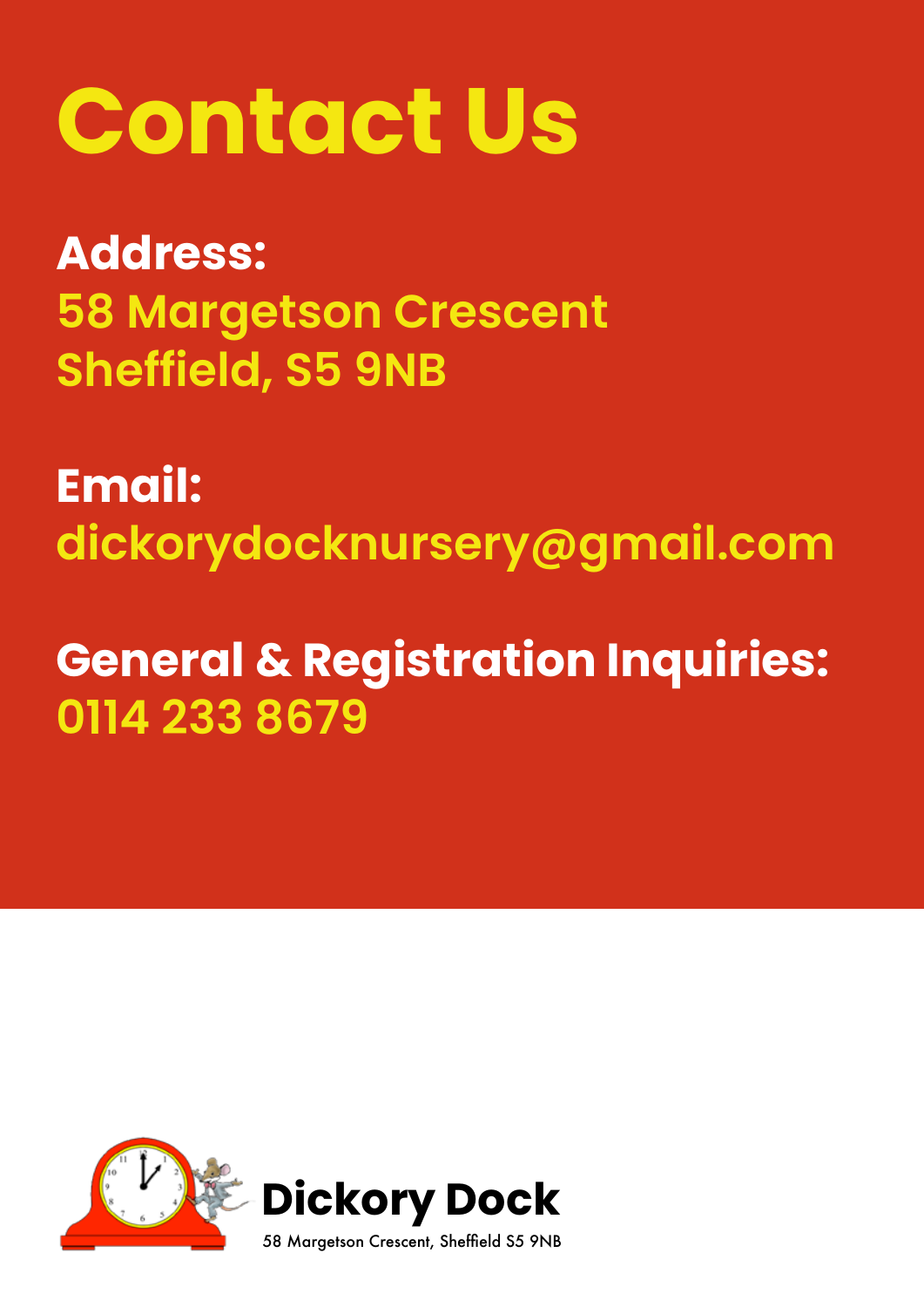# Contact Us

**Address:**
58 Margetson Crescent
Sheffield, S5 9NB

**Email:**
dickorydocknursery@gmail.com

**General & Registration Inquiries:**
0114 233 8679

**Dickory Dock**
58 Margetson Crescent, Sheffield S5 9NB